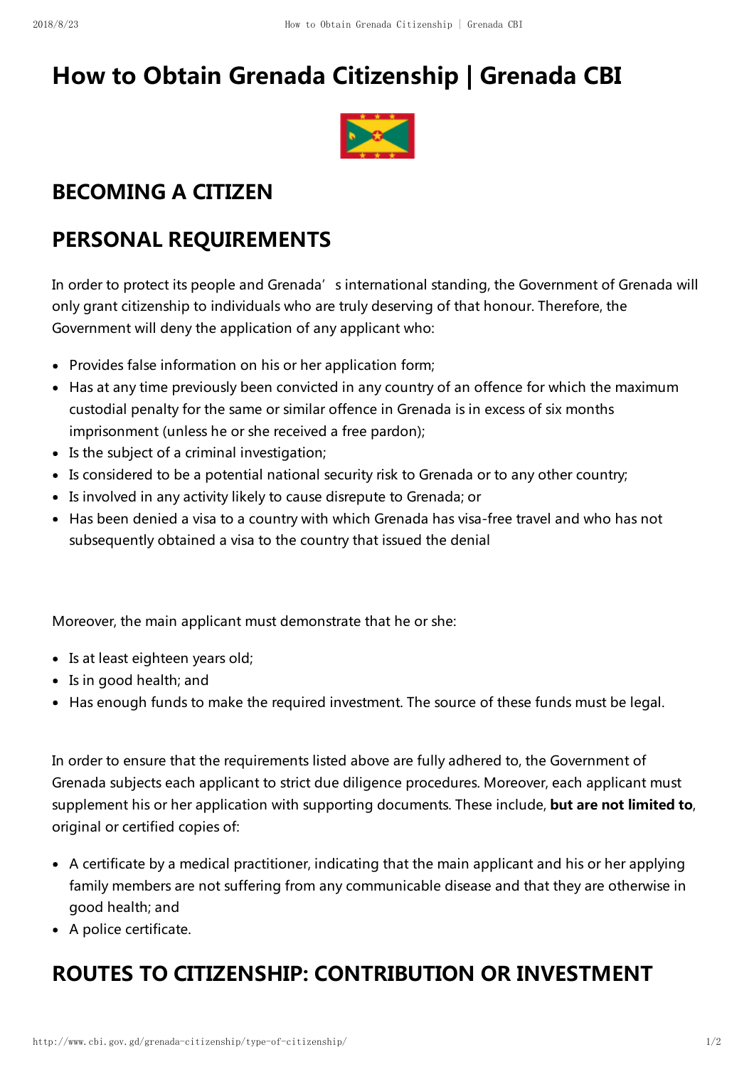# How to Obtain Grenada Citizenship | Grenada CBI

## BECOMING A CITIZEN

## PERSONAL REQUIREMENTS

In order to protect its people and Grenada's international standing, the Government of Grenada will only grant citizenship to individuals who are truly deserving of that honour. Therefore, the Government will deny the application of any applicant who:

- Provides false information on his or her application form;
- Has at any time previously been convicted in any country of an offence for which the maximum custodial penalty for the same or similar offence in Grenada is in excess of six months imprisonment (unless he or she received a free pardon);
- Is the subject of a criminal investigation;
- Is considered to be a potential national security risk to Grenada or to any other country;
- Is involved in any activity likely to cause disrepute to Grenada; or
- Has been denied a visa to a country with which Grenada has visa-free travel and who has not subsequently obtained a visa to the country that issued the denial

Moreover, the main applicant must demonstrate that he or she:

- Is at least eighteen years old;
- Is in good health; and
- Has enough funds to make the required investment. The source of these funds must be legal.

In order to ensure that the requirements listed above are fully adhered to, the Government of Grenada subjects each applicant to strict due diligence procedures. Moreover, each applicant must supplement his or her application with supporting documents. These include, **but are not limited to**, original or certified copies of:

- A certificate by a medical practitioner, indicating that the main applicant and his or her applying family members are not suffering from any communicable disease and that they are otherwise in good health; and
- A police certificate.

## ROUTES TO CITIZENSHIP: CONTRIBUTION OR INVESTMENT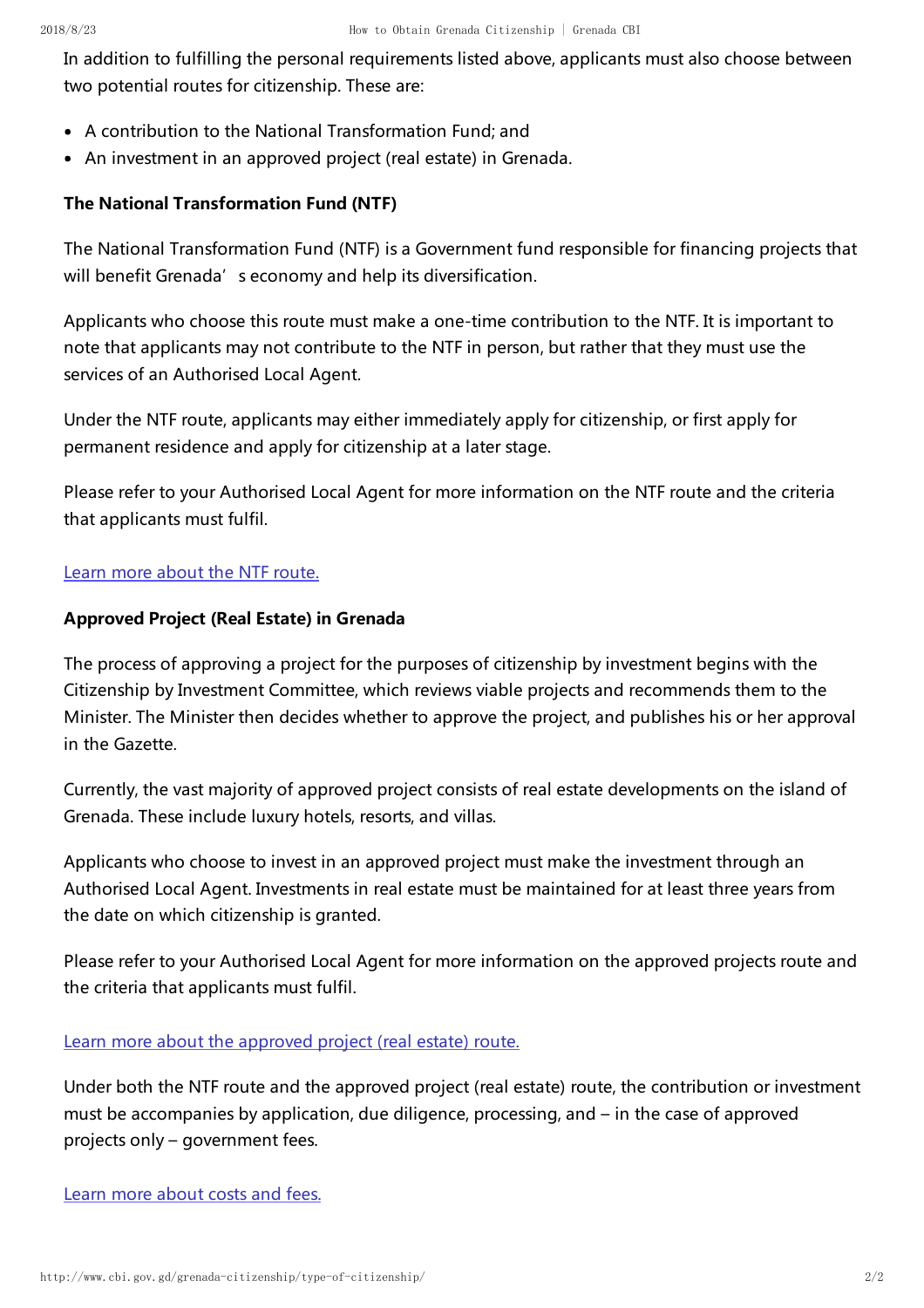In addition to fulfilling the personal requirements listed above, applicants must also choose between two potential routes for citizenship. These are:

- A contribution to the National Transformation Fund; and
- An investment in an approved project (real estate) in Grenada.

**The National Transformation Fund (NTF)**

The National Transformation Fund (NTF) is a Government fund responsible for financing projects that will benefit Grenada' s economy and help its diversification.

Applicants who choose this route must make a one-time contribution to the NTF. It is important to note that applicants may not contribute to the NTF in person, but rather that they must use the services of an Authorised Local Agent.

Under the NTF route, applicants may either immediately apply for citizenship, or first apply for permanent residence and apply for citizenship at a later stage.

Please refer to your Authorised Local Agent for more information on the NTF route and the criteria that applicants must fulfil.

Learn more about the NTF route.

**Approved Project (Real Estate) in Grenada**

The process of approving a project for the purposes of citizenship by investment begins with the Citizenship by Investment Committee, which reviews viable projects and recommends them to the Minister. The Minister then decides whether to approve the project, and publishes his or her approval in the Gazette.

Currently, the vast majority of approved project consists of real estate developments on the island of Grenada. These include luxury hotels, resorts, and villas.

Applicants who choose to invest in an approved project must make the investment through an Authorised Local Agent. Investments in real estate must be maintained for at least three years from the date on which citizenship is granted.

Please refer to your Authorised Local Agent for more information on the approved projects route and the criteria that applicants must fulfil.

Learn more about the approved project (real estate) route.

Under both the NTF route and the approved project (real estate) route, the contribution or investment must be accompanies by application, due diligence, processing, and – in the case of approved projects only – government fees.

Learn more about costs and fees.